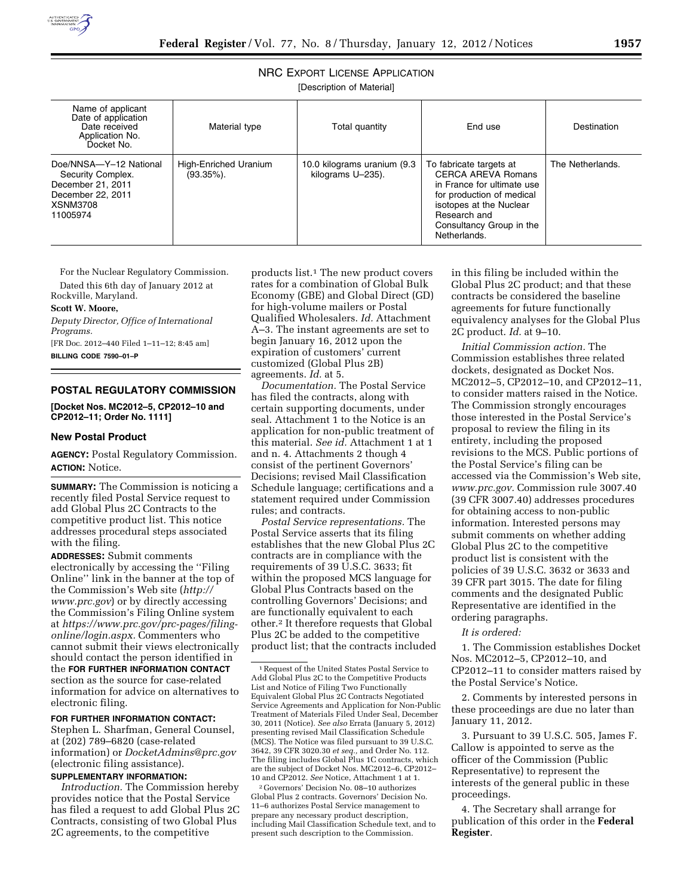## NRC Export License Application

[Description of Material]

| Name of applicant<br>Date of application<br>Date received<br>Application No.<br>Docket No. | Material type | Total quantity | End use | Destination |
|---|---|---|---|---|
| Doe/NNSA—Y–12 National Security Complex.<br>December 21, 2011<br>December 22, 2011<br>XSNM3708<br>11005974 | High-Enriched Uranium (93.35%). | 10.0 kilograms uranium (9.3 kilograms U–235). | To fabricate targets at CERCA AREVA Romans in France for ultimate use for production of medical isotopes at the Nuclear Research and Consultancy Group in the Netherlands. | The Netherlands. |

For the Nuclear Regulatory Commission.

Dated this 6th day of January 2012 at Rockville, Maryland.

**Scott W. Moore,**

*Deputy Director, Office of International Programs.*

[FR Doc. 2012–440 Filed 1–11–12; 8:45 am]

**BILLING CODE 7590–01–P**

## POSTAL REGULATORY COMMISSION

**[Docket Nos. MC2012–5, CP2012–10 and CP2012–11; Order No. 1111]**

### New Postal Product

**AGENCY:** Postal Regulatory Commission.

**ACTION:** Notice.

**SUMMARY:** The Commission is noticing a recently filed Postal Service request to add Global Plus 2C Contracts to the competitive product list. This notice addresses procedural steps associated with the filing.

**ADDRESSES:** Submit comments electronically by accessing the "Filing Online" link in the banner at the top of the Commission's Web site (*http://www.prc.gov*) or by directly accessing the Commission's Filing Online system at *https://www.prc.gov/prc-pages/filing-online/login.aspx*. Commenters who cannot submit their views electronically should contact the person identified in the **FOR FURTHER INFORMATION CONTACT** section as the source for case-related information for advice on alternatives to electronic filing.

**FOR FURTHER INFORMATION CONTACT:** Stephen L. Sharfman, General Counsel, at (202) 789–6820 (case-related information) or *DocketAdmins@prc.gov* (electronic filing assistance).

**SUPPLEMENTARY INFORMATION:**

*Introduction.* The Commission hereby provides notice that the Postal Service has filed a request to add Global Plus 2C Contracts, consisting of two Global Plus 2C agreements, to the competitive products list.[1] The new product covers rates for a combination of Global Bulk Economy (GBE) and Global Direct (GD) for high-volume mailers or Postal Qualified Wholesalers. *Id.* Attachment A–3. The instant agreements are set to begin January 16, 2012 upon the expiration of customers' current customized (Global Plus 2B) agreements. *Id.* at 5.

*Documentation.* The Postal Service has filed the contracts, along with certain supporting documents, under seal. Attachment 1 to the Notice is an application for non-public treatment of this material. *See id.* Attachment 1 at 1 and n. 4. Attachments 2 though 4 consist of the pertinent Governors' Decisions; revised Mail Classification Schedule language; certifications and a statement required under Commission rules; and contracts.

*Postal Service representations.* The Postal Service asserts that its filing establishes that the new Global Plus 2C contracts are in compliance with the requirements of 39 U.S.C. 3633; fit within the proposed MCS language for Global Plus Contracts based on the controlling Governors' Decisions; and are functionally equivalent to each other.[2] It therefore requests that Global Plus 2C be added to the competitive product list; that the contracts included in this filing be included within the Global Plus 2C product; and that these contracts be considered the baseline agreements for future functionally equivalency analyses for the Global Plus 2C product. *Id.* at 9–10.

*Initial Commission action.* The Commission establishes three related dockets, designated as Docket Nos. MC2012–5, CP2012–10, and CP2012–11, to consider matters raised in the Notice. The Commission strongly encourages those interested in the Postal Service's proposal to review the filing in its entirety, including the proposed revisions to the MCS. Public portions of the Postal Service's filing can be accessed via the Commission's Web site, *www.prc.gov*. Commission rule 3007.40 (39 CFR 3007.40) addresses procedures for obtaining access to non-public information. Interested persons may submit comments on whether adding Global Plus 2C to the competitive product list is consistent with the policies of 39 U.S.C. 3632 or 3633 and 39 CFR part 3015. The date for filing comments and the designated Public Representative are identified in the ordering paragraphs.

*It is ordered:*

1. The Commission establishes Docket Nos. MC2012–5, CP2012–10, and CP2012–11 to consider matters raised by the Postal Service's Notice.

2. Comments by interested persons in these proceedings are due no later than January 11, 2012.

3. Pursuant to 39 U.S.C. 505, James F. Callow is appointed to serve as the officer of the Commission (Public Representative) to represent the interests of the general public in these proceedings.

4. The Secretary shall arrange for publication of this order in the **Federal Register**.

---

[1] Request of the United States Postal Service to Add Global Plus 2C to the Competitive Products List and Notice of Filing Two Functionally Equivalent Global Plus 2C Contracts Negotiated Service Agreements and Application for Non-Public Treatment of Materials Filed Under Seal, December 30, 2011 (Notice). *See also* Errata (January 5, 2012) presenting revised Mail Classification Schedule (MCS). The Notice was filed pursuant to 39 U.S.C. 3642, 39 CFR 3020.30 *et seq.*, and Order No. 112. The filing includes Global Plus 1C contracts, which are the subject of Docket Nos. MC2012–6, CP2012–10 and CP2012. *See* Notice, Attachment 1 at 1.

[2] Governors' Decision No. 08–10 authorizes Global Plus 2 contracts. Governors' Decision No. 11–6 authorizes Postal Service management to prepare any necessary product description, including Mail Classification Schedule text, and to present such description to the Commission.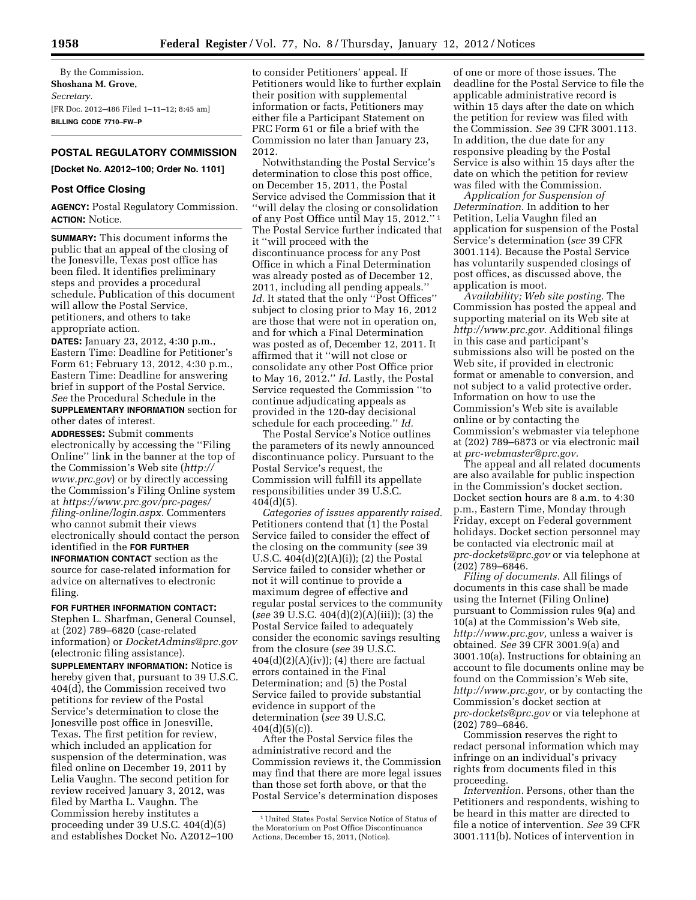By the Commission.

**Shoshana M. Grove,**

*Secretary.*

[FR Doc. 2012–486 Filed 1–11–12; 8:45 am]

**BILLING CODE 7710–FW–P**

## POSTAL REGULATORY COMMISSION

**[Docket No. A2012–100; Order No. 1101]**

### Post Office Closing

**AGENCY:** Postal Regulatory Commission.

**ACTION:** Notice.

**SUMMARY:** This document informs the public that an appeal of the closing of the Jonesville, Texas post office has been filed. It identifies preliminary steps and provides a procedural schedule. Publication of this document will allow the Postal Service, petitioners, and others to take appropriate action.

**DATES:** January 23, 2012, 4:30 p.m., Eastern Time: Deadline for Petitioner's Form 61; February 13, 2012, 4:30 p.m., Eastern Time: Deadline for answering brief in support of the Postal Service. *See* the Procedural Schedule in the **SUPPLEMENTARY INFORMATION** section for other dates of interest.

**ADDRESSES:** Submit comments electronically by accessing the ''Filing Online'' link in the banner at the top of the Commission's Web site (*http://www.prc.gov*) or by directly accessing the Commission's Filing Online system at *https://www.prc.gov/prc-pages/filing-online/login.aspx.* Commenters who cannot submit their views electronically should contact the person identified in the **FOR FURTHER INFORMATION CONTACT** section as the source for case-related information for advice on alternatives to electronic filing.

**FOR FURTHER INFORMATION CONTACT:** Stephen L. Sharfman, General Counsel, at (202) 789–6820 (case-related information) or *DocketAdmins@prc.gov* (electronic filing assistance).

**SUPPLEMENTARY INFORMATION:** Notice is hereby given that, pursuant to 39 U.S.C. 404(d), the Commission received two petitions for review of the Postal Service's determination to close the Jonesville post office in Jonesville, Texas. The first petition for review, which included an application for suspension of the determination, was filed online on December 19, 2011 by Lelia Vaughn. The second petition for review received January 3, 2012, was filed by Martha L. Vaughn. The Commission hereby institutes a proceeding under 39 U.S.C. 404(d)(5) and establishes Docket No. A2012–100 to consider Petitioners' appeal. If Petitioners would like to further explain their position with supplemental information or facts, Petitioners may either file a Participant Statement on PRC Form 61 or file a brief with the Commission no later than January 23, 2012.

Notwithstanding the Postal Service's determination to close this post office, on December 15, 2011, the Postal Service advised the Commission that it ''will delay the closing or consolidation of any Post Office until May 15, 2012.''[1] The Postal Service further indicated that it ''will proceed with the discontinuance process for any Post Office in which a Final Determination was already posted as of December 12, 2011, including all pending appeals.'' *Id.* It stated that the only ''Post Offices'' subject to closing prior to May 16, 2012 are those that were not in operation on, and for which a Final Determination was posted as of, December 12, 2011. It affirmed that it ''will not close or consolidate any other Post Office prior to May 16, 2012.'' *Id.* Lastly, the Postal Service requested the Commission ''to continue adjudicating appeals as provided in the 120-day decisional schedule for each proceeding.'' *Id.*

The Postal Service's Notice outlines the parameters of its newly announced discontinuance policy. Pursuant to the Postal Service's request, the Commission will fulfill its appellate responsibilities under 39 U.S.C. 404(d)(5).

*Categories of issues apparently raised.* Petitioners contend that (1) the Postal Service failed to consider the effect of the closing on the community (*see* 39 U.S.C. 404(d)(2)(A)(i)); (2) the Postal Service failed to consider whether or not it will continue to provide a maximum degree of effective and regular postal services to the community (*see* 39 U.S.C. 404(d)(2)(A)(iii)); (3) the Postal Service failed to adequately consider the economic savings resulting from the closure (*see* 39 U.S.C. 404(d)(2)(A)(iv)); (4) there are factual errors contained in the Final Determination; and (5) the Postal Service failed to provide substantial evidence in support of the determination (*see* 39 U.S.C. 404(d)(5)(c)).

After the Postal Service files the administrative record and the Commission reviews it, the Commission may find that there are more legal issues than those set forth above, or that the Postal Service's determination disposes of one or more of those issues. The deadline for the Postal Service to file the applicable administrative record is within 15 days after the date on which the petition for review was filed with the Commission. *See* 39 CFR 3001.113. In addition, the due date for any responsive pleading by the Postal Service is also within 15 days after the date on which the petition for review was filed with the Commission.

*Application for Suspension of Determination.* In addition to her Petition, Lelia Vaughn filed an application for suspension of the Postal Service's determination (*see* 39 CFR 3001.114). Because the Postal Service has voluntarily suspended closings of post offices, as discussed above, the application is moot.

*Availability; Web site posting.* The Commission has posted the appeal and supporting material on its Web site at *http://www.prc.gov.* Additional filings in this case and participant's submissions also will be posted on the Web site, if provided in electronic format or amenable to conversion, and not subject to a valid protective order. Information on how to use the Commission's Web site is available online or by contacting the Commission's webmaster via telephone at (202) 789–6873 or via electronic mail at *prc-webmaster@prc.gov.*

The appeal and all related documents are also available for public inspection in the Commission's docket section. Docket section hours are 8 a.m. to 4:30 p.m., Eastern Time, Monday through Friday, except on Federal government holidays. Docket section personnel may be contacted via electronic mail at *prc-dockets@prc.gov* or via telephone at (202) 789–6846.

*Filing of documents.* All filings of documents in this case shall be made using the Internet (Filing Online) pursuant to Commission rules 9(a) and 10(a) at the Commission's Web site, *http://www.prc.gov,* unless a waiver is obtained. *See* 39 CFR 3001.9(a) and 3001.10(a). Instructions for obtaining an account to file documents online may be found on the Commission's Web site, *http://www.prc.gov,* or by contacting the Commission's docket section at *prc-dockets@prc.gov* or via telephone at (202) 789–6846.

Commission reserves the right to redact personal information which may infringe on an individual's privacy rights from documents filed in this proceeding.

*Intervention.* Persons, other than the Petitioners and respondents, wishing to be heard in this matter are directed to file a notice of intervention. *See* 39 CFR 3001.111(b). Notices of intervention in

[1] United States Postal Service Notice of Status of the Moratorium on Post Office Discontinuance Actions, December 15, 2011, (Notice).